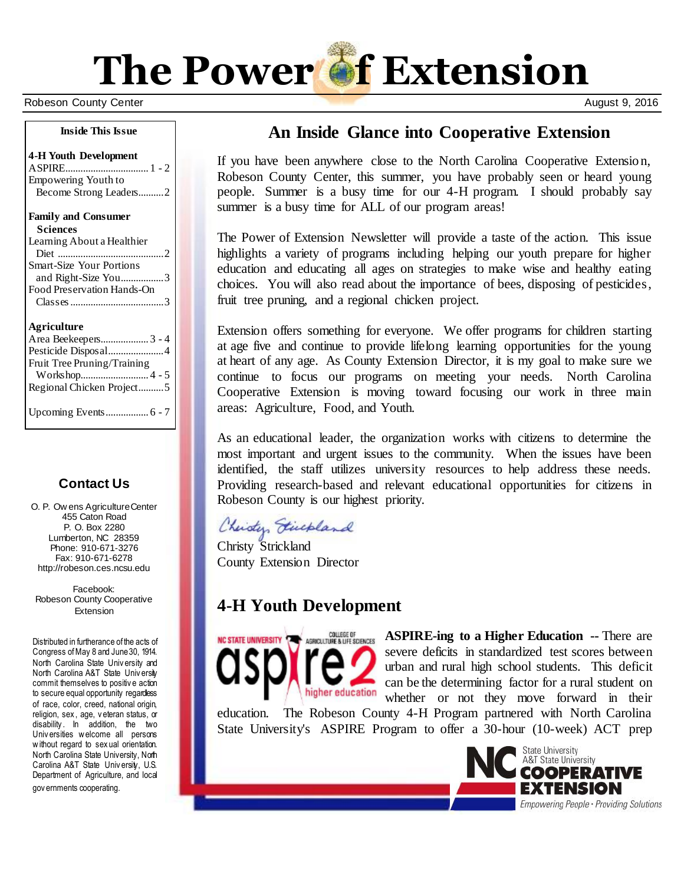# The Power of Extension

Robeson County Center

August 9, 2016

**Inside This Issue**

**4-H Youth Development**
- ASPIRE................................ 1 - 2
- Empowering Youth to Become Strong Leaders..........2

**Family and Consumer Sciences**
- Learning About a Healthier Diet ..........................................2
- Smart-Size Your Portions and Right-Size You.................3
- Food Preservation Hands-On Classes ....................................3

**Agriculture**
- Area Beekeepers................... 3 - 4
- Pesticide Disposal......................4
- Fruit Tree Pruning/Training Workshop.......................... 4 - 5
- Regional Chicken Project..........5

Upcoming Events................ 6 - 7

## Contact Us

O. P. Owens Agriculture Center
455 Caton Road
P. O. Box 2280
Lumberton, NC 28359
Phone: 910-671-3276
Fax: 910-671-6278
http://robeson.ces.ncsu.edu

Facebook:
Robeson County Cooperative Extension

Distributed in furtherance of the acts of Congress of May 8 and June 30, 1914. North Carolina State University and North Carolina A&T State University commit themselves to positive action to secure equal opportunity regardless of race, color, creed, national origin, religion, sex, age, veteran status, or disability. In addition, the two Universities welcome all persons without regard to sexual orientation. North Carolina State University, North Carolina A&T State University, U.S. Department of Agriculture, and local governments cooperating.

## An Inside Glance into Cooperative Extension

If you have been anywhere close to the North Carolina Cooperative Extension, Robeson County Center, this summer, you have probably seen or heard young people. Summer is a busy time for our 4-H program. I should probably say summer is a busy time for ALL of our program areas!

The Power of Extension Newsletter will provide a taste of the action. This issue highlights a variety of programs including helping our youth prepare for higher education and educating all ages on strategies to make wise and healthy eating choices. You will also read about the importance of bees, disposing of pesticides, fruit tree pruning, and a regional chicken project.

Extension offers something for everyone. We offer programs for children starting at age five and continue to provide lifelong learning opportunities for the young at heart of any age. As County Extension Director, it is my goal to make sure we continue to focus our programs on meeting your needs. North Carolina Cooperative Extension is moving toward focusing our work in three main areas: Agriculture, Food, and Youth.

As an educational leader, the organization works with citizens to determine the most important and urgent issues to the community. When the issues have been identified, the staff utilizes university resources to help address these needs. Providing research-based and relevant educational opportunities for citizens in Robeson County is our highest priority.

*Christy Strickland*

Christy Strickland
County Extension Director

## 4-H Youth Development

**ASPIRE-ing to a Higher Education** -- There are severe deficits in standardized test scores between urban and rural high school students. This deficit can be the determining factor for a rural student on whether or not they move forward in their education. The Robeson County 4-H Program partnered with North Carolina State University's ASPIRE Program to offer a 30-hour (10-week) ACT prep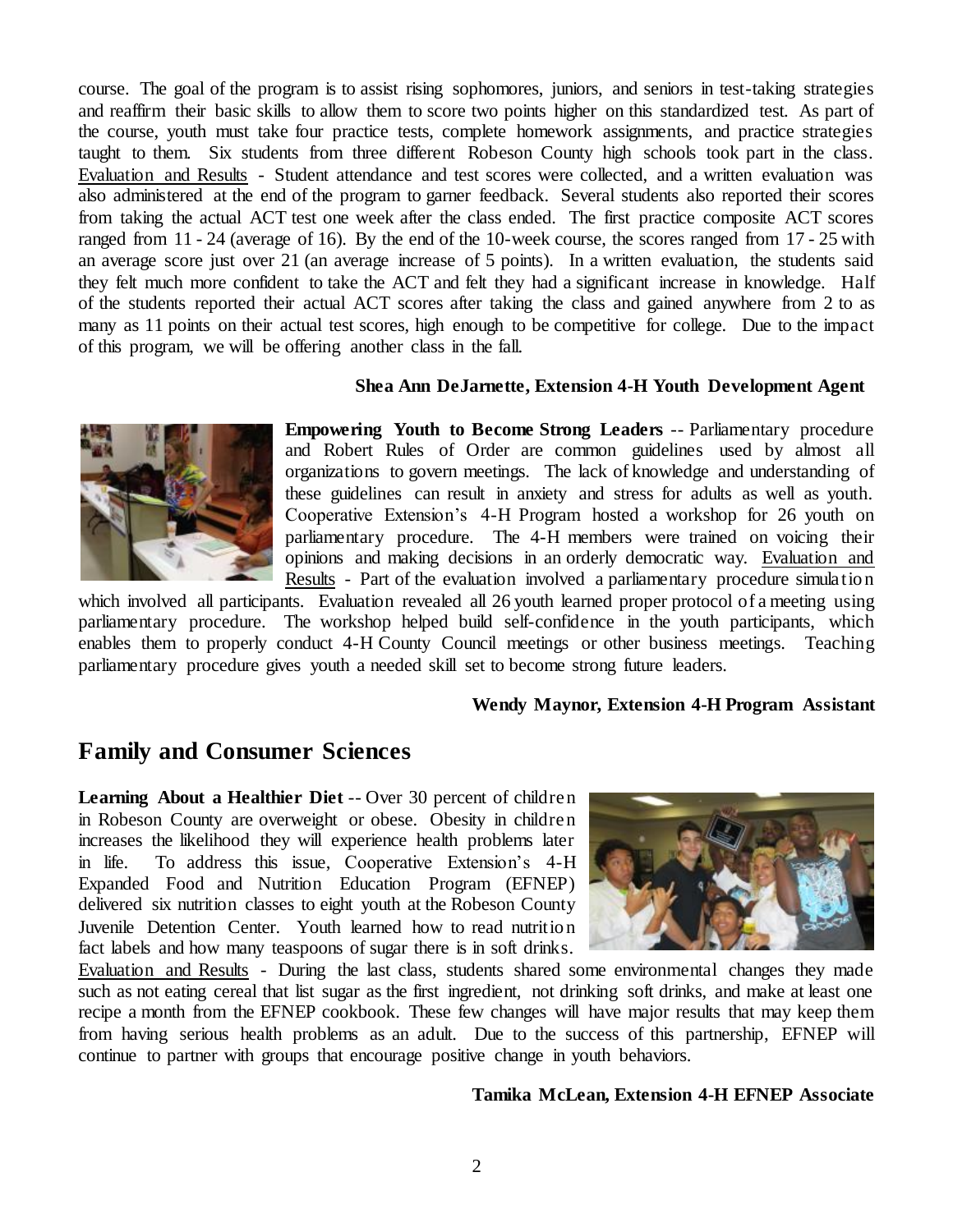course. The goal of the program is to assist rising sophomores, juniors, and seniors in test-taking strategies and reaffirm their basic skills to allow them to score two points higher on this standardized test. As part of the course, youth must take four practice tests, complete homework assignments, and practice strategies taught to them. Six students from three different Robeson County high schools took part in the class. Evaluation and Results - Student attendance and test scores were collected, and a written evaluation was also administered at the end of the program to garner feedback. Several students also reported their scores from taking the actual ACT test one week after the class ended. The first practice composite ACT scores ranged from 11 - 24 (average of 16). By the end of the 10-week course, the scores ranged from 17 - 25 with an average score just over 21 (an average increase of 5 points). In a written evaluation, the students said they felt much more confident to take the ACT and felt they had a significant increase in knowledge. Half of the students reported their actual ACT scores after taking the class and gained anywhere from 2 to as many as 11 points on their actual test scores, high enough to be competitive for college. Due to the impact of this program, we will be offering another class in the fall.

**Shea Ann DeJarnette, Extension 4-H Youth Development Agent**

**Empowering Youth to Become Strong Leaders** -- Parliamentary procedure and Robert Rules of Order are common guidelines used by almost all organizations to govern meetings. The lack of knowledge and understanding of these guidelines can result in anxiety and stress for adults as well as youth. Cooperative Extension's 4-H Program hosted a workshop for 26 youth on parliamentary procedure. The 4-H members were trained on voicing their opinions and making decisions in an orderly democratic way. Evaluation and Results - Part of the evaluation involved a parliamentary procedure simulation which involved all participants. Evaluation revealed all 26 youth learned proper protocol of a meeting using parliamentary procedure. The workshop helped build self-confidence in the youth participants, which enables them to properly conduct 4-H County Council meetings or other business meetings. Teaching parliamentary procedure gives youth a needed skill set to become strong future leaders.

**Wendy Maynor, Extension 4-H Program Assistant**

## Family and Consumer Sciences

**Learning About a Healthier Diet** -- Over 30 percent of children in Robeson County are overweight or obese. Obesity in children increases the likelihood they will experience health problems later in life. To address this issue, Cooperative Extension's 4-H Expanded Food and Nutrition Education Program (EFNEP) delivered six nutrition classes to eight youth at the Robeson County Juvenile Detention Center. Youth learned how to read nutrition fact labels and how many teaspoons of sugar there is in soft drinks. Evaluation and Results - During the last class, students shared some environmental changes they made such as not eating cereal that list sugar as the first ingredient, not drinking soft drinks, and make at least one recipe a month from the EFNEP cookbook. These few changes will have major results that may keep them from having serious health problems as an adult. Due to the success of this partnership, EFNEP will continue to partner with groups that encourage positive change in youth behaviors.

**Tamika McLean, Extension 4-H EFNEP Associate**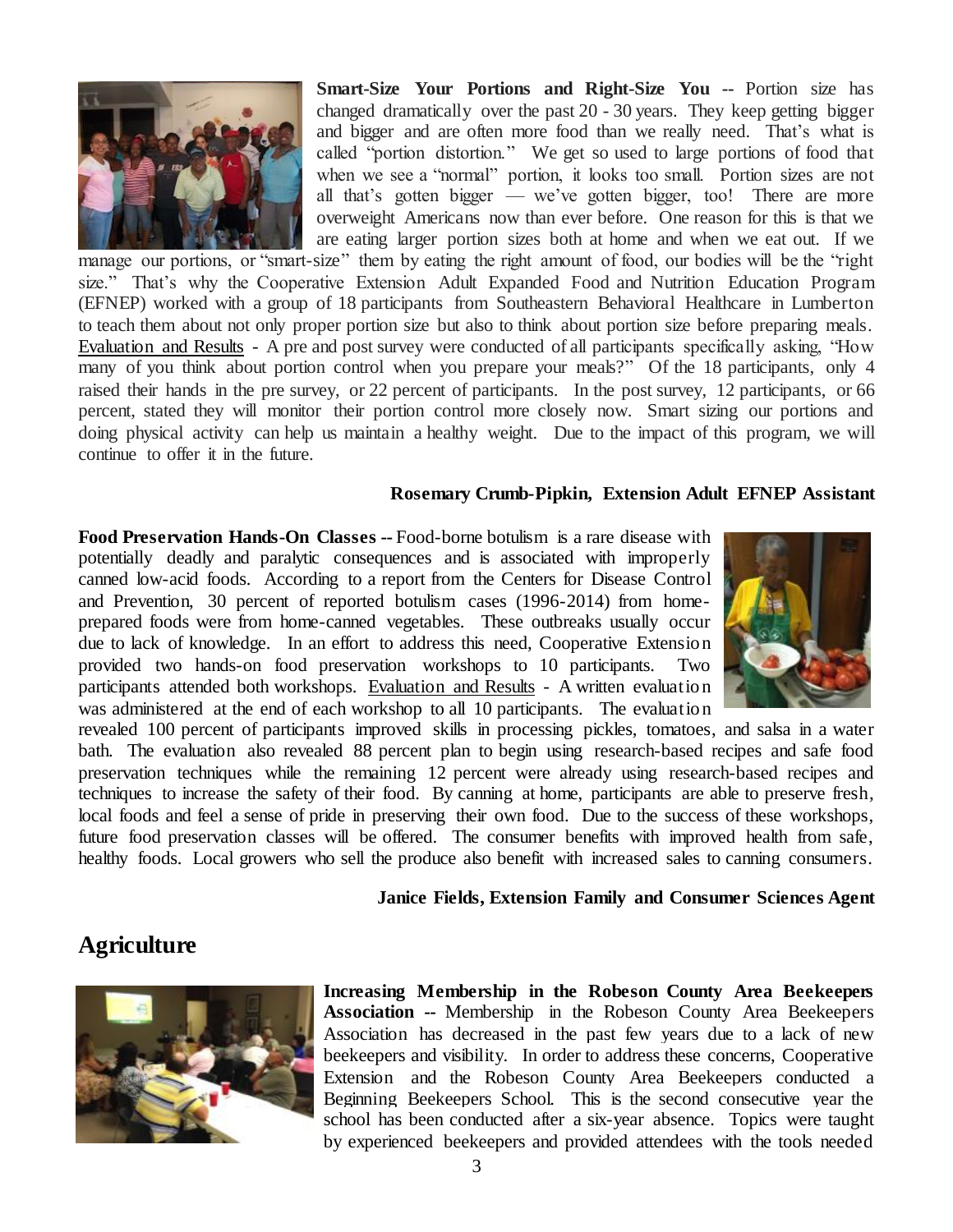**Smart-Size Your Portions and Right-Size You --** Portion size has changed dramatically over the past 20 - 30 years. They keep getting bigger and bigger and are often more food than we really need. That's what is called "portion distortion." We get so used to large portions of food that when we see a "normal" portion, it looks too small. Portion sizes are not all that's gotten bigger — we've gotten bigger, too! There are more overweight Americans now than ever before. One reason for this is that we are eating larger portion sizes both at home and when we eat out. If we manage our portions, or "smart-size" them by eating the right amount of food, our bodies will be the "right size." That's why the Cooperative Extension Adult Expanded Food and Nutrition Education Program (EFNEP) worked with a group of 18 participants from Southeastern Behavioral Healthcare in Lumberton to teach them about not only proper portion size but also to think about portion size before preparing meals. Evaluation and Results - A pre and post survey were conducted of all participants specifically asking, "How many of you think about portion control when you prepare your meals?" Of the 18 participants, only 4 raised their hands in the pre survey, or 22 percent of participants. In the post survey, 12 participants, or 66 percent, stated they will monitor their portion control more closely now. Smart sizing our portions and doing physical activity can help us maintain a healthy weight. Due to the impact of this program, we will continue to offer it in the future.

**Rosemary Crumb-Pipkin, Extension Adult EFNEP Assistant**

**Food Preservation Hands-On Classes --** Food-borne botulism is a rare disease with potentially deadly and paralytic consequences and is associated with improperly canned low-acid foods. According to a report from the Centers for Disease Control and Prevention, 30 percent of reported botulism cases (1996-2014) from home-prepared foods were from home-canned vegetables. These outbreaks usually occur due to lack of knowledge. In an effort to address this need, Cooperative Extension provided two hands-on food preservation workshops to 10 participants. Two participants attended both workshops. Evaluation and Results - A written evaluation was administered at the end of each workshop to all 10 participants. The evaluation revealed 100 percent of participants improved skills in processing pickles, tomatoes, and salsa in a water bath. The evaluation also revealed 88 percent plan to begin using research-based recipes and safe food preservation techniques while the remaining 12 percent were already using research-based recipes and techniques to increase the safety of their food. By canning at home, participants are able to preserve fresh, local foods and feel a sense of pride in preserving their own food. Due to the success of these workshops, future food preservation classes will be offered. The consumer benefits with improved health from safe, healthy foods. Local growers who sell the produce also benefit with increased sales to canning consumers.

**Janice Fields, Extension Family and Consumer Sciences Agent**

## Agriculture

**Increasing Membership in the Robeson County Area Beekeepers Association --** Membership in the Robeson County Area Beekeepers Association has decreased in the past few years due to a lack of new beekeepers and visibility. In order to address these concerns, Cooperative Extension and the Robeson County Area Beekeepers conducted a Beginning Beekeepers School. This is the second consecutive year the school has been conducted after a six-year absence. Topics were taught by experienced beekeepers and provided attendees with the tools needed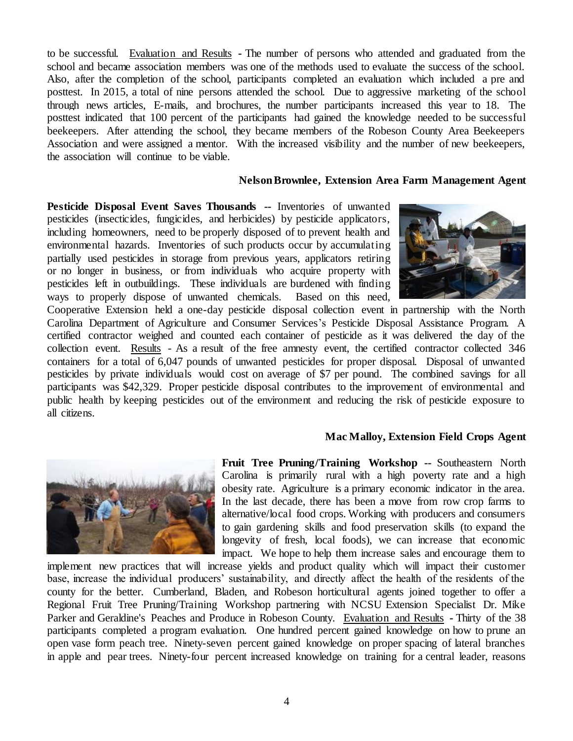to be successful. Evaluation and Results - The number of persons who attended and graduated from the school and became association members was one of the methods used to evaluate the success of the school. Also, after the completion of the school, participants completed an evaluation which included a pre and posttest. In 2015, a total of nine persons attended the school. Due to aggressive marketing of the school through news articles, E-mails, and brochures, the number participants increased this year to 18. The posttest indicated that 100 percent of the participants had gained the knowledge needed to be successful beekeepers. After attending the school, they became members of the Robeson County Area Beekeepers Association and were assigned a mentor. With the increased visibility and the number of new beekeepers, the association will continue to be viable.

**Nelson Brownlee, Extension Area Farm Management Agent**

**Pesticide Disposal Event Saves Thousands --** Inventories of unwanted pesticides (insecticides, fungicides, and herbicides) by pesticide applicators, including homeowners, need to be properly disposed of to prevent health and environmental hazards. Inventories of such products occur by accumulating partially used pesticides in storage from previous years, applicators retiring or no longer in business, or from individuals who acquire property with pesticides left in outbuildings. These individuals are burdened with finding ways to properly dispose of unwanted chemicals. Based on this need, Cooperative Extension held a one-day pesticide disposal collection event in partnership with the North Carolina Department of Agriculture and Consumer Services's Pesticide Disposal Assistance Program. A certified contractor weighed and counted each container of pesticide as it was delivered the day of the collection event. Results - As a result of the free amnesty event, the certified contractor collected 346 containers for a total of 6,047 pounds of unwanted pesticides for proper disposal. Disposal of unwanted pesticides by private individuals would cost on average of $7 per pound. The combined savings for all participants was $42,329. Proper pesticide disposal contributes to the improvement of environmental and public health by keeping pesticides out of the environment and reducing the risk of pesticide exposure to all citizens.

**Mac Malloy, Extension Field Crops Agent**

**Fruit Tree Pruning/Training Workshop --** Southeastern North Carolina is primarily rural with a high poverty rate and a high obesity rate. Agriculture is a primary economic indicator in the area. In the last decade, there has been a move from row crop farms to alternative/local food crops. Working with producers and consumers to gain gardening skills and food preservation skills (to expand the longevity of fresh, local foods), we can increase that economic impact. We hope to help them increase sales and encourage them to implement new practices that will increase yields and product quality which will impact their customer base, increase the individual producers' sustainability, and directly affect the health of the residents of the county for the better. Cumberland, Bladen, and Robeson horticultural agents joined together to offer a Regional Fruit Tree Pruning/Training Workshop partnering with NCSU Extension Specialist Dr. Mike Parker and Geraldine's Peaches and Produce in Robeson County. Evaluation and Results - Thirty of the 38 participants completed a program evaluation. One hundred percent gained knowledge on how to prune an open vase form peach tree. Ninety-seven percent gained knowledge on proper spacing of lateral branches in apple and pear trees. Ninety-four percent increased knowledge on training for a central leader, reasons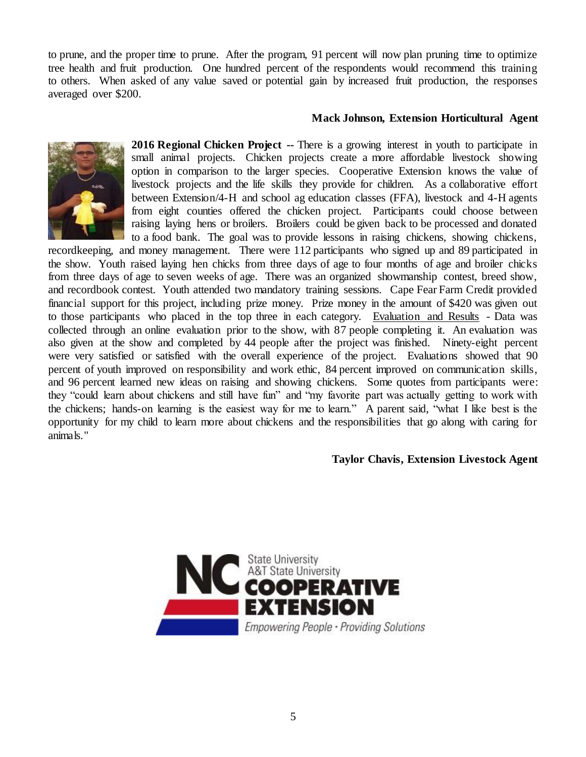to prune, and the proper time to prune. After the program, 91 percent will now plan pruning time to optimize tree health and fruit production. One hundred percent of the respondents would recommend this training to others. When asked of any value saved or potential gain by increased fruit production, the responses averaged over $200.

**Mack Johnson, Extension Horticultural Agent**

**2016 Regional Chicken Project --** There is a growing interest in youth to participate in small animal projects. Chicken projects create a more affordable livestock showing option in comparison to the larger species. Cooperative Extension knows the value of livestock projects and the life skills they provide for children. As a collaborative effort between Extension/4-H and school ag education classes (FFA), livestock and 4-H agents from eight counties offered the chicken project. Participants could choose between raising laying hens or broilers. Broilers could be given back to be processed and donated to a food bank. The goal was to provide lessons in raising chickens, showing chickens, recordkeeping, and money management. There were 112 participants who signed up and 89 participated in the show. Youth raised laying hen chicks from three days of age to four months of age and broiler chicks from three days of age to seven weeks of age. There was an organized showmanship contest, breed show, and recordbook contest. Youth attended two mandatory training sessions. Cape Fear Farm Credit provided financial support for this project, including prize money. Prize money in the amount of $420 was given out to those participants who placed in the top three in each category. Evaluation and Results - Data was collected through an online evaluation prior to the show, with 87 people completing it. An evaluation was also given at the show and completed by 44 people after the project was finished. Ninety-eight percent were very satisfied or satisfied with the overall experience of the project. Evaluations showed that 90 percent of youth improved on responsibility and work ethic, 84 percent improved on communication skills, and 96 percent learned new ideas on raising and showing chickens. Some quotes from participants were: they "could learn about chickens and still have fun" and "my favorite part was actually getting to work with the chickens; hands-on learning is the easiest way for me to learn." A parent said, "what I like best is the opportunity for my child to learn more about chickens and the responsibilities that go along with caring for animals."

**Taylor Chavis, Extension Livestock Agent**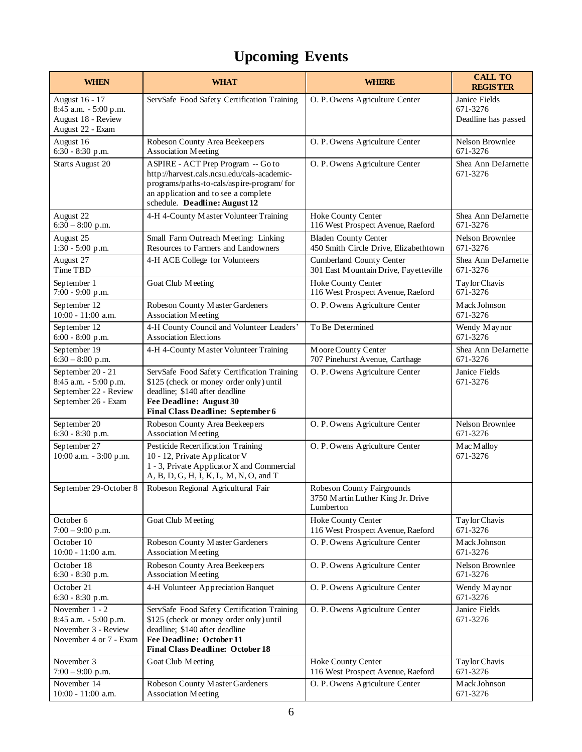# Upcoming Events

| WHEN | WHAT | WHERE | CALL TO REGISTER |
|---|---|---|---|
| August 16 - 17<br>8:45 a.m. - 5:00 p.m.<br>August 18 - Review<br>August 22 - Exam | ServSafe Food Safety Certification Training | O. P. Owens Agriculture Center | Janice Fields<br>671-3276<br>Deadline has passed |
| August 16<br>6:30 - 8:30 p.m. | Robeson County Area Beekeepers Association Meeting | O. P. Owens Agriculture Center | Nelson Brownlee<br>671-3276 |
| Starts August 20 | ASPIRE - ACT Prep Program -- Go to http://harvest.cals.ncsu.edu/cals-academic-programs/paths-to-cals/aspire-program/ for an application and to see a complete schedule. **Deadline: August 12** | O. P. Owens Agriculture Center | Shea Ann DeJarnette<br>671-3276 |
| August 22<br>6:30 – 8:00 p.m. | 4-H 4-County Master Volunteer Training | Hoke County Center<br>116 West Prospect Avenue, Raeford | Shea Ann DeJarnette<br>671-3276 |
| August 25<br>1:30 - 5:00 p.m. | Small Farm Outreach Meeting: Linking Resources to Farmers and Landowners | Bladen County Center<br>450 Smith Circle Drive, Elizabethtown | Nelson Brownlee<br>671-3276 |
| August 27<br>Time TBD | 4-H ACE College for Volunteers | Cumberland County Center<br>301 East Mountain Drive, Fayetteville | Shea Ann DeJarnette<br>671-3276 |
| September 1<br>7:00 - 9:00 p.m. | Goat Club Meeting | Hoke County Center<br>116 West Prospect Avenue, Raeford | Taylor Chavis<br>671-3276 |
| September 12<br>10:00 - 11:00 a.m. | Robeson County Master Gardeners Association Meeting | O. P. Owens Agriculture Center | Mack Johnson<br>671-3276 |
| September 12<br>6:00 - 8:00 p.m. | 4-H County Council and Volunteer Leaders' Association Elections | To Be Determined | Wendy Maynor<br>671-3276 |
| September 19<br>6:30 – 8:00 p.m. | 4-H 4-County Master Volunteer Training | Moore County Center<br>707 Pinehurst Avenue, Carthage | Shea Ann DeJarnette<br>671-3276 |
| September 20 - 21<br>8:45 a.m. - 5:00 p.m.<br>September 22 - Review<br>September 26 - Exam | ServSafe Food Safety Certification Training<br>$125 (check or money order only) until deadline; $140 after deadline<br>**Fee Deadline: August 30**<br>**Final Class Deadline: September 6** | O. P. Owens Agriculture Center | Janice Fields<br>671-3276 |
| September 20<br>6:30 - 8:30 p.m. | Robeson County Area Beekeepers Association Meeting | O. P. Owens Agriculture Center | Nelson Brownlee<br>671-3276 |
| September 27<br>10:00 a.m. - 3:00 p.m. | Pesticide Recertification Training<br>10 - 12, Private Applicator V<br>1 - 3, Private Applicator X and Commercial A, B, D, G, H, I, K, L, M, N, O, and T | O. P. Owens Agriculture Center | Mac Malloy<br>671-3276 |
| September 29-October 8 | Robeson Regional Agricultural Fair | Robeson County Fairgrounds<br>3750 Martin Luther King Jr. Drive<br>Lumberton | |
| October 6<br>7:00 – 9:00 p.m. | Goat Club Meeting | Hoke County Center<br>116 West Prospect Avenue, Raeford | Taylor Chavis<br>671-3276 |
| October 10<br>10:00 - 11:00 a.m. | Robeson County Master Gardeners Association Meeting | O. P. Owens Agriculture Center | Mack Johnson<br>671-3276 |
| October 18<br>6:30 - 8:30 p.m. | Robeson County Area Beekeepers Association Meeting | O. P. Owens Agriculture Center | Nelson Brownlee<br>671-3276 |
| October 21<br>6:30 - 8:30 p.m. | 4-H Volunteer Appreciation Banquet | O. P. Owens Agriculture Center | Wendy Maynor<br>671-3276 |
| November 1 - 2<br>8:45 a.m. - 5:00 p.m.<br>November 3 - Review<br>November 4 or 7 - Exam | ServSafe Food Safety Certification Training<br>$125 (check or money order only) until deadline; $140 after deadline<br>**Fee Deadline: October 11**<br>**Final Class Deadline: October 18** | O. P. Owens Agriculture Center | Janice Fields<br>671-3276 |
| November 3<br>7:00 – 9:00 p.m. | Goat Club Meeting | Hoke County Center<br>116 West Prospect Avenue, Raeford | Taylor Chavis<br>671-3276 |
| November 14<br>10:00 - 11:00 a.m. | Robeson County Master Gardeners Association Meeting | O. P. Owens Agriculture Center | Mack Johnson<br>671-3276 |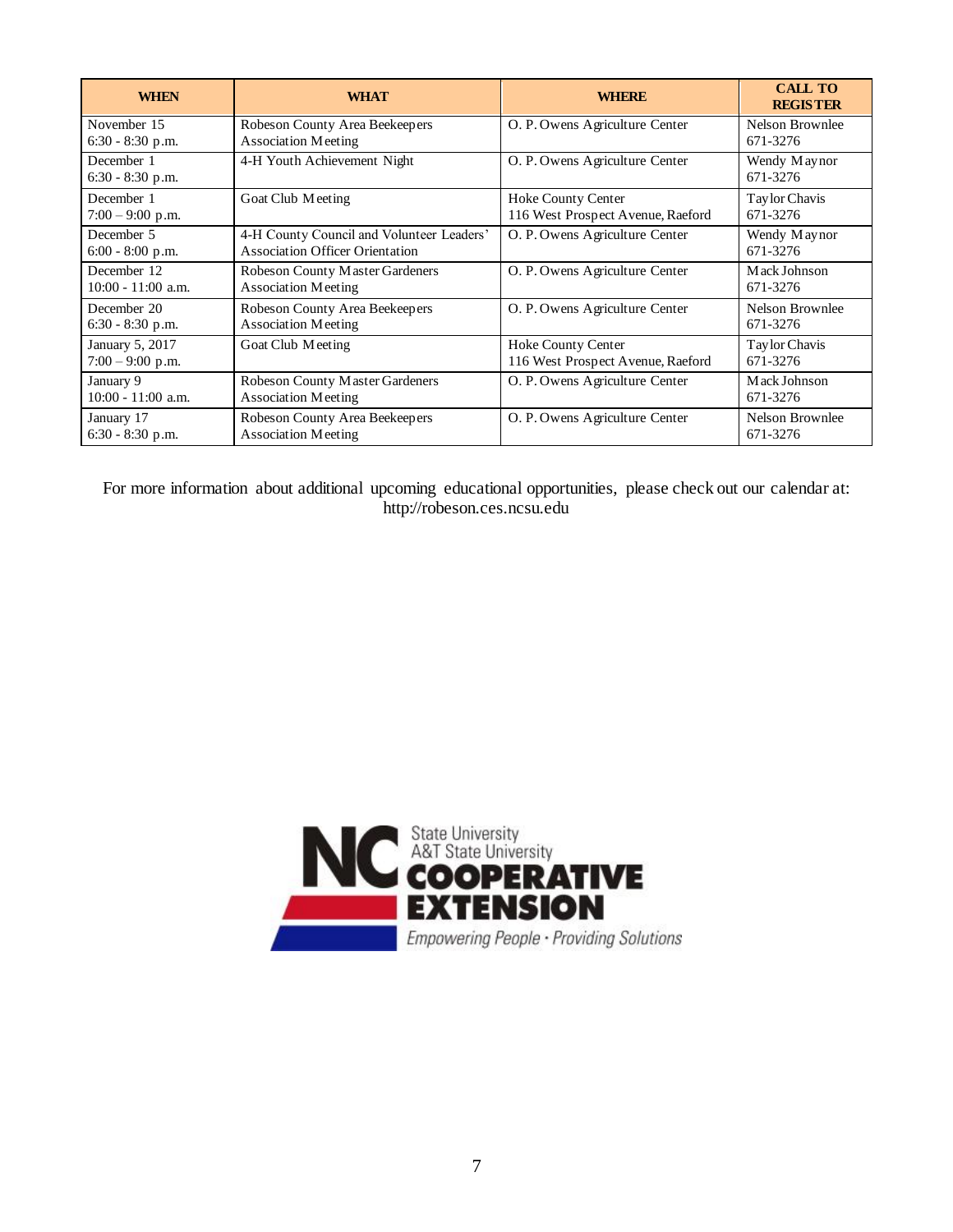| WHEN | WHAT | WHERE | CALL TO REGISTER |
|---|---|---|---|
| November 15<br>6:30 - 8:30 p.m. | Robeson County Area Beekeepers Association Meeting | O. P. Owens Agriculture Center | Nelson Brownlee<br>671-3276 |
| December 1<br>6:30 - 8:30 p.m. | 4-H Youth Achievement Night | O. P. Owens Agriculture Center | Wendy Maynor<br>671-3276 |
| December 1<br>7:00 – 9:00 p.m. | Goat Club Meeting | Hoke County Center<br>116 West Prospect Avenue, Raeford | Taylor Chavis<br>671-3276 |
| December 5<br>6:00 - 8:00 p.m. | 4-H County Council and Volunteer Leaders' Association Officer Orientation | O. P. Owens Agriculture Center | Wendy Maynor<br>671-3276 |
| December 12<br>10:00 - 11:00 a.m. | Robeson County Master Gardeners Association Meeting | O. P. Owens Agriculture Center | Mack Johnson<br>671-3276 |
| December 20<br>6:30 - 8:30 p.m. | Robeson County Area Beekeepers Association Meeting | O. P. Owens Agriculture Center | Nelson Brownlee<br>671-3276 |
| January 5, 2017<br>7:00 – 9:00 p.m. | Goat Club Meeting | Hoke County Center<br>116 West Prospect Avenue, Raeford | Taylor Chavis<br>671-3276 |
| January 9<br>10:00 - 11:00 a.m. | Robeson County Master Gardeners Association Meeting | O. P. Owens Agriculture Center | Mack Johnson<br>671-3276 |
| January 17<br>6:30 - 8:30 p.m. | Robeson County Area Beekeepers Association Meeting | O. P. Owens Agriculture Center | Nelson Brownlee<br>671-3276 |

For more information about additional upcoming educational opportunities, please check out our calendar at: http://robeson.ces.ncsu.edu

NC State University A&T State University COOPERATIVE EXTENSION

*Empowering People · Providing Solutions*